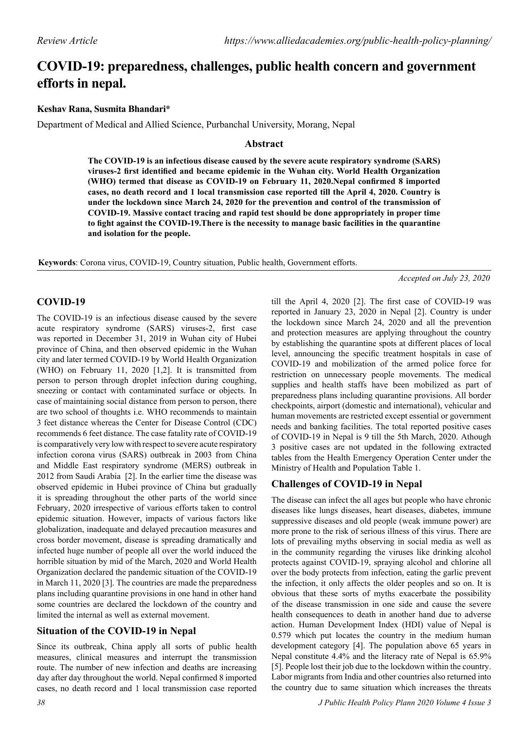# COVID-19: preparedness, challenges, public health concern and government efforts in nepal.

**Keshav Rana, Susmita Bhandari***

Department of Medical and Allied Science, Purbanchal University, Morang, Nepal

## Abstract

**The COVID-19 is an infectious disease caused by the severe acute respiratory syndrome (SARS) viruses-2 first identified and became epidemic in the Wuhan city. World Health Organization (WHO) termed that disease as COVID-19 on February 11, 2020.Nepal confirmed 8 imported cases, no death record and 1 local transmission case reported till the April 4, 2020. Country is under the lockdown since March 24, 2020 for the prevention and control of the transmission of COVID-19. Massive contact tracing and rapid test should be done appropriately in proper time to fight against the COVID-19.There is the necessity to manage basic facilities in the quarantine and isolation for the people.**

**Keywords**: Corona virus, COVID-19, Country situation, Public health, Government efforts.

*Accepted on July 23, 2020*

## COVID-19

The COVID-19 is an infectious disease caused by the severe acute respiratory syndrome (SARS) viruses-2, first case was reported in December 31, 2019 in Wuhan city of Hubei province of China, and then observed epidemic in the Wuhan city and later termed COVID-19 by World Health Organization (WHO) on February 11, 2020 [1,2]. It is transmitted from person to person through droplet infection during coughing, sneezing or contact with contaminated surface or objects. In case of maintaining social distance from person to person, there are two school of thoughts i.e. WHO recommends to maintain 3 feet distance whereas the Center for Disease Control (CDC) recommends 6 feet distance. The case fatality rate of COVID-19 is comparatively very low with respect to severe acute respiratory infection corona virus (SARS) outbreak in 2003 from China and Middle East respiratory syndrome (MERS) outbreak in 2012 from Saudi Arabia [2]. In the earlier time the disease was observed epidemic in Hubei province of China but gradually it is spreading throughout the other parts of the world since February, 2020 irrespective of various efforts taken to control epidemic situation. However, impacts of various factors like globalization, inadequate and delayed precaution measures and cross border movement, disease is spreading dramatically and infected huge number of people all over the world induced the horrible situation by mid of the March, 2020 and World Health Organization declared the pandemic situation of the COVID-19 in March 11, 2020 [3]. The countries are made the preparedness plans including quarantine provisions in one hand in other hand some countries are declared the lockdown of the country and limited the internal as well as external movement.

## Situation of the COVID-19 in Nepal

Since its outbreak, China apply all sorts of public health measures, clinical measures and interrupt the transmission route. The number of new infection and deaths are increasing day after day throughout the world. Nepal confirmed 8 imported cases, no death record and 1 local transmission case reported till the April 4, 2020 [2]. The first case of COVID-19 was reported in January 23, 2020 in Nepal [2]. Country is under the lockdown since March 24, 2020 and all the prevention and protection measures are applying throughout the country by establishing the quarantine spots at different places of local level, announcing the specific treatment hospitals in case of COVID-19 and mobilization of the armed police force for restriction on unnecessary people movements. The medical supplies and health staffs have been mobilized as part of preparedness plans including quarantine provisions. All border checkpoints, airport (domestic and international), vehicular and human movements are restricted except essential or government needs and banking facilities. The total reported positive cases of COVID-19 in Nepal is 9 till the 5th March, 2020. Athough 3 positive cases are not updated in the following extracted tables from the Health Emergency Operation Center under the Ministry of Health and Population Table 1.

## Challenges of COVID-19 in Nepal

The disease can infect the all ages but people who have chronic diseases like lungs diseases, heart diseases, diabetes, immune suppressive diseases and old people (weak immune power) are more prone to the risk of serious illness of this virus. There are lots of prevailing myths observing in social media as well as in the community regarding the viruses like drinking alcohol protects against COVID-19, spraying alcohol and chlorine all over the body protects from infection, eating the garlic prevent the infection, it only affects the older peoples and so on. It is obvious that these sorts of myths exacerbate the possibility of the disease transmission in one side and cause the severe health consequences to death in another hand due to adverse action. Human Development Index (HDI) value of Nepal is 0.579 which put locates the country in the medium human development category [4]. The population above 65 years in Nepal constitute 4.4% and the literacy rate of Nepal is 65.9% [5]. People lost their job due to the lockdown within the country. Labor migrants from India and other countries also returned into the country due to same situation which increases the threats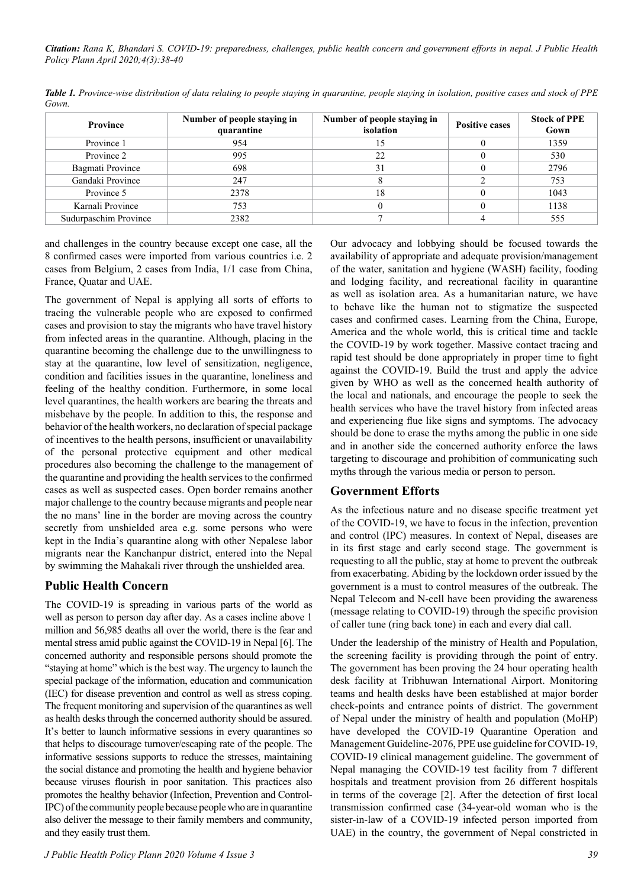*Table 1. Province-wise distribution of data relating to people staying in quarantine, people staying in isolation, positive cases and stock of PPE Gown.*

| Province | Number of people staying in quarantine | Number of people staying in isolation | Positive cases | Stock of PPE Gown |
|---|---|---|---|---|
| Province 1 | 954 | 15 | 0 | 1359 |
| Province 2 | 995 | 22 | 0 | 530 |
| Bagmati Province | 698 | 31 | 0 | 2796 |
| Gandaki Province | 247 | 8 | 2 | 753 |
| Province 5 | 2378 | 18 | 0 | 1043 |
| Karnali Province | 753 | 0 | 0 | 1138 |
| Sudurpaschim Province | 2382 | 7 | 4 | 555 |

and challenges in the country because except one case, all the 8 confirmed cases were imported from various countries i.e. 2 cases from Belgium, 2 cases from India, 1/1 case from China, France, Quatar and UAE.

The government of Nepal is applying all sorts of efforts to tracing the vulnerable people who are exposed to confirmed cases and provision to stay the migrants who have travel history from infected areas in the quarantine. Although, placing in the quarantine becoming the challenge due to the unwillingness to stay at the quarantine, low level of sensitization, negligence, condition and facilities issues in the quarantine, loneliness and feeling of the healthy condition. Furthermore, in some local level quarantines, the health workers are bearing the threats and misbehave by the people. In addition to this, the response and behavior of the health workers, no declaration of special package of incentives to the health persons, insufficient or unavailability of the personal protective equipment and other medical procedures also becoming the challenge to the management of the quarantine and providing the health services to the confirmed cases as well as suspected cases. Open border remains another major challenge to the country because migrants and people near the no mans' line in the border are moving across the country secretly from unshielded area e.g. some persons who were kept in the India's quarantine along with other Nepalese labor migrants near the Kanchanpur district, entered into the Nepal by swimming the Mahakali river through the unshielded area.

## Public Health Concern

The COVID-19 is spreading in various parts of the world as well as person to person day after day. As a cases incline above 1 million and 56,985 deaths all over the world, there is the fear and mental stress amid public against the COVID-19 in Nepal [6]. The concerned authority and responsible persons should promote the "staying at home" which is the best way. The urgency to launch the special package of the information, education and communication (IEC) for disease prevention and control as well as stress coping. The frequent monitoring and supervision of the quarantines as well as health desks through the concerned authority should be assured. It's better to launch informative sessions in every quarantines so that helps to discourage turnover/escaping rate of the people. The informative sessions supports to reduce the stresses, maintaining the social distance and promoting the health and hygiene behavior because viruses flourish in poor sanitation. This practices also promotes the healthy behavior (Infection, Prevention and Control-IPC) of the community people because people who are in quarantine also deliver the message to their family members and community, and they easily trust them.

Our advocacy and lobbying should be focused towards the availability of appropriate and adequate provision/management of the water, sanitation and hygiene (WASH) facility, fooding and lodging facility, and recreational facility in quarantine as well as isolation area. As a humanitarian nature, we have to behave like the human not to stigmatize the suspected cases and confirmed cases. Learning from the China, Europe, America and the whole world, this is critical time and tackle the COVID-19 by work together. Massive contact tracing and rapid test should be done appropriately in proper time to fight against the COVID-19. Build the trust and apply the advice given by WHO as well as the concerned health authority of the local and nationals, and encourage the people to seek the health services who have the travel history from infected areas and experiencing flue like signs and symptoms. The advocacy should be done to erase the myths among the public in one side and in another side the concerned authority enforce the laws targeting to discourage and prohibition of communicating such myths through the various media or person to person.

## Government Efforts

As the infectious nature and no disease specific treatment yet of the COVID-19, we have to focus in the infection, prevention and control (IPC) measures. In context of Nepal, diseases are in its first stage and early second stage. The government is requesting to all the public, stay at home to prevent the outbreak from exacerbating. Abiding by the lockdown order issued by the government is a must to control measures of the outbreak. The Nepal Telecom and N-cell have been providing the awareness (message relating to COVID-19) through the specific provision of caller tune (ring back tone) in each and every dial call.

Under the leadership of the ministry of Health and Population, the screening facility is providing through the point of entry. The government has been proving the 24 hour operating health desk facility at Tribhuwan International Airport. Monitoring teams and health desks have been established at major border check-points and entrance points of district. The government of Nepal under the ministry of health and population (MoHP) have developed the COVID-19 Quarantine Operation and Management Guideline-2076, PPE use guideline for COVID-19, COVID-19 clinical management guideline. The government of Nepal managing the COVID-19 test facility from 7 different hospitals and treatment provision from 26 different hospitals in terms of the coverage [2]. After the detection of first local transmission confirmed case (34-year-old woman who is the sister-in-law of a COVID-19 infected person imported from UAE) in the country, the government of Nepal constricted in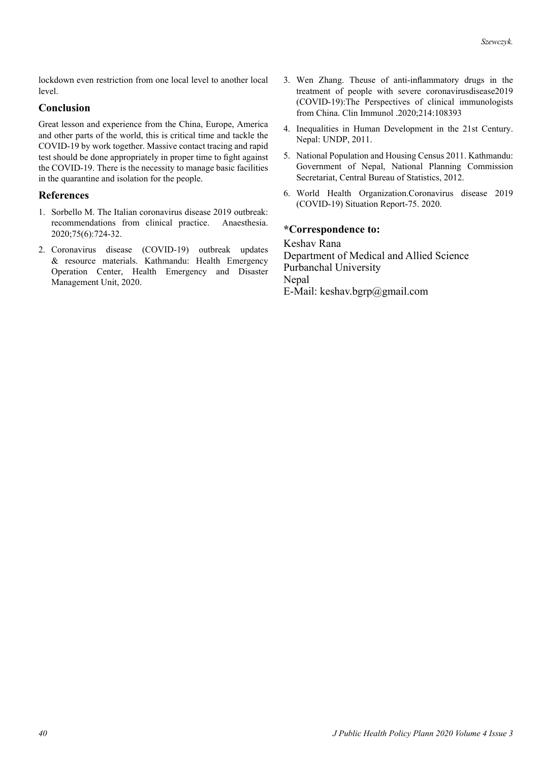lockdown even restriction from one local level to another local level.

## Conclusion

Great lesson and experience from the China, Europe, America and other parts of the world, this is critical time and tackle the COVID-19 by work together. Massive contact tracing and rapid test should be done appropriately in proper time to fight against the COVID-19. There is the necessity to manage basic facilities in the quarantine and isolation for the people.

## References

1. Sorbello M. The Italian coronavirus disease 2019 outbreak: recommendations from clinical practice. Anaesthesia. 2020;75(6):724-32.
2. Coronavirus disease (COVID-19) outbreak updates & resource materials. Kathmandu: Health Emergency Operation Center, Health Emergency and Disaster Management Unit, 2020.
3. Wen Zhang. Theuse of anti-inflammatory drugs in the treatment of people with severe coronavirusdisease2019 (COVID-19):The Perspectives of clinical immunologists from China. Clin Immunol .2020;214:108393
4. Inequalities in Human Development in the 21st Century. Nepal: UNDP, 2011.
5. National Population and Housing Census 2011. Kathmandu: Government of Nepal, National Planning Commission Secretariat, Central Bureau of Statistics, 2012.
6. World Health Organization.Coronavirus disease 2019 (COVID-19) Situation Report-75. 2020.

**\*Correspondence to:**

Keshav Rana
Department of Medical and Allied Science
Purbanchal University
Nepal
E-Mail: keshav.bgrp@gmail.com